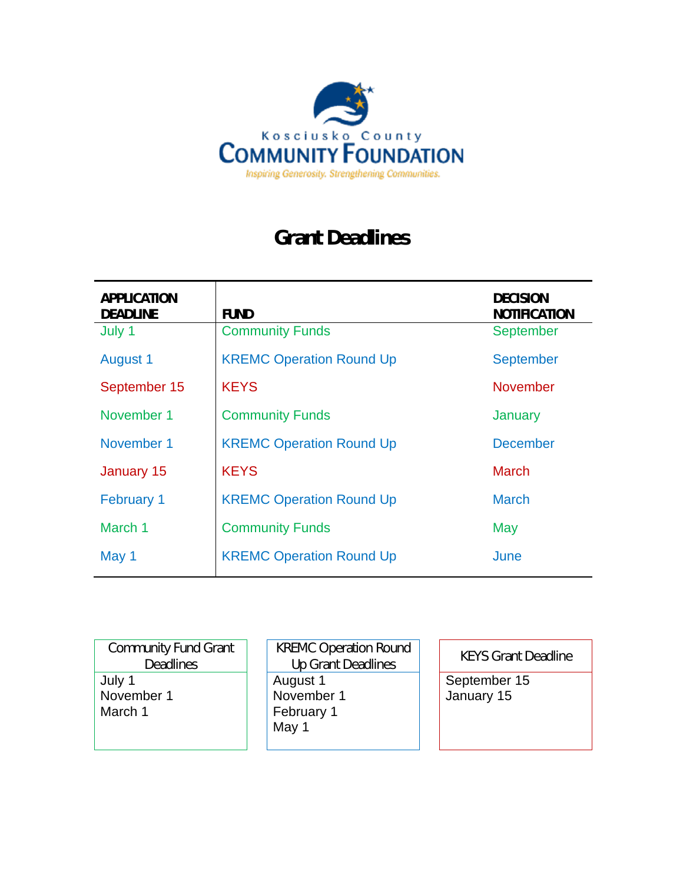Kosciusko County

**COMMUNITY FOUNDATION**

*Inspiring Generosity. Strengthening Communities.*

# Grant Deadlines

| APPLICATION DEADLINE | FUND | DECISION NOTIFICATION |
|---|---|---|
| July 1 | Community Funds | September |
| August 1 | KREMC Operation Round Up | September |
| September 15 | KEYS | November |
| November 1 | Community Funds | January |
| November 1 | KREMC Operation Round Up | December |
| January 15 | KEYS | March |
| February 1 | KREMC Operation Round Up | March |
| March 1 | Community Funds | May |
| May 1 | KREMC Operation Round Up | June |

| Community Fund Grant Deadlines |
|---|
| July 1 |
| November 1 |
| March 1 |

| KREMC Operation Round Up Grant Deadlines |
|---|
| August 1 |
| November 1 |
| February 1 |
| May 1 |

| KEYS Grant Deadline |
|---|
| September 15 |
| January 15 |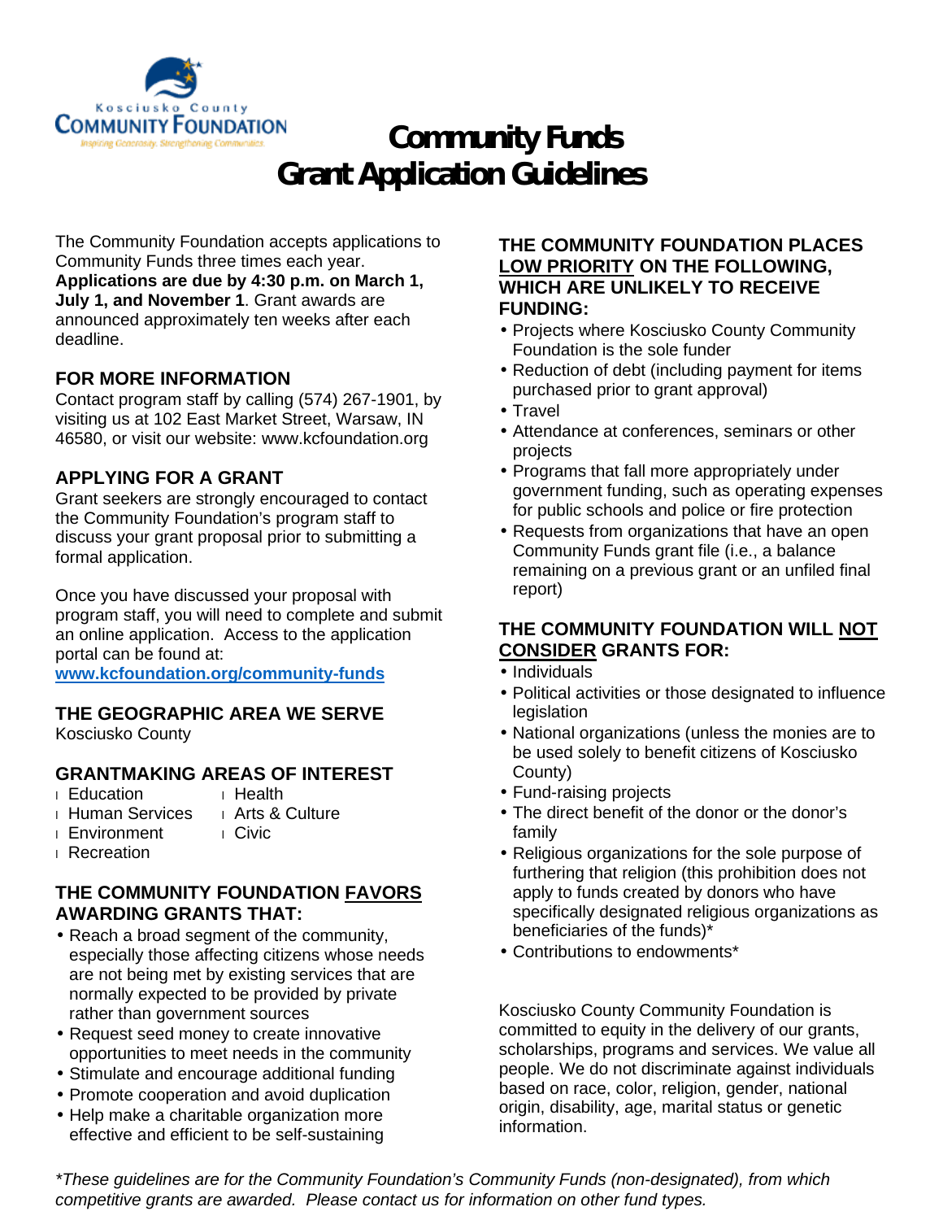Kosciusko County
**COMMUNITY FOUNDATION**
*Inspiring Generosity. Strengthening Communities.*

# Community Funds
# Grant Application Guidelines

The Community Foundation accepts applications to Community Funds three times each year. **Applications are due by 4:30 p.m. on March 1, July 1, and November 1**. Grant awards are announced approximately ten weeks after each deadline.

## FOR MORE INFORMATION

Contact program staff by calling (574) 267-1901, by visiting us at 102 East Market Street, Warsaw, IN 46580, or visit our website: www.kcfoundation.org

## APPLYING FOR A GRANT

Grant seekers are strongly encouraged to contact the Community Foundation's program staff to discuss your grant proposal prior to submitting a formal application.

Once you have discussed your proposal with program staff, you will need to complete and submit an online application. Access to the application portal can be found at:
**www.kcfoundation.org/community-funds**

## THE GEOGRAPHIC AREA WE SERVE

Kosciusko County

## GRANTMAKING AREAS OF INTEREST

- Education
- Human Services
- Environment
- Recreation
- Health
- Arts & Culture
- Civic

## THE COMMUNITY FOUNDATION FAVORS AWARDING GRANTS THAT:

- Reach a broad segment of the community, especially those affecting citizens whose needs are not being met by existing services that are normally expected to be provided by private rather than government sources
- Request seed money to create innovative opportunities to meet needs in the community
- Stimulate and encourage additional funding
- Promote cooperation and avoid duplication
- Help make a charitable organization more effective and efficient to be self-sustaining

## THE COMMUNITY FOUNDATION PLACES LOW PRIORITY ON THE FOLLOWING, WHICH ARE UNLIKELY TO RECEIVE FUNDING:

- Projects where Kosciusko County Community Foundation is the sole funder
- Reduction of debt (including payment for items purchased prior to grant approval)
- Travel
- Attendance at conferences, seminars or other projects
- Programs that fall more appropriately under government funding, such as operating expenses for public schools and police or fire protection
- Requests from organizations that have an open Community Funds grant file (i.e., a balance remaining on a previous grant or an unfiled final report)

## THE COMMUNITY FOUNDATION WILL NOT CONSIDER GRANTS FOR:

- Individuals
- Political activities or those designated to influence legislation
- National organizations (unless the monies are to be used solely to benefit citizens of Kosciusko County)
- Fund-raising projects
- The direct benefit of the donor or the donor's family
- Religious organizations for the sole purpose of furthering that religion (this prohibition does not apply to funds created by donors who have specifically designated religious organizations as beneficiaries of the funds)*
- Contributions to endowments*

Kosciusko County Community Foundation is committed to equity in the delivery of our grants, scholarships, programs and services. We value all people. We do not discriminate against individuals based on race, color, religion, gender, national origin, disability, age, marital status or genetic information.

*\*These guidelines are for the Community Foundation's Community Funds (non-designated), from which competitive grants are awarded. Please contact us for information on other fund types.*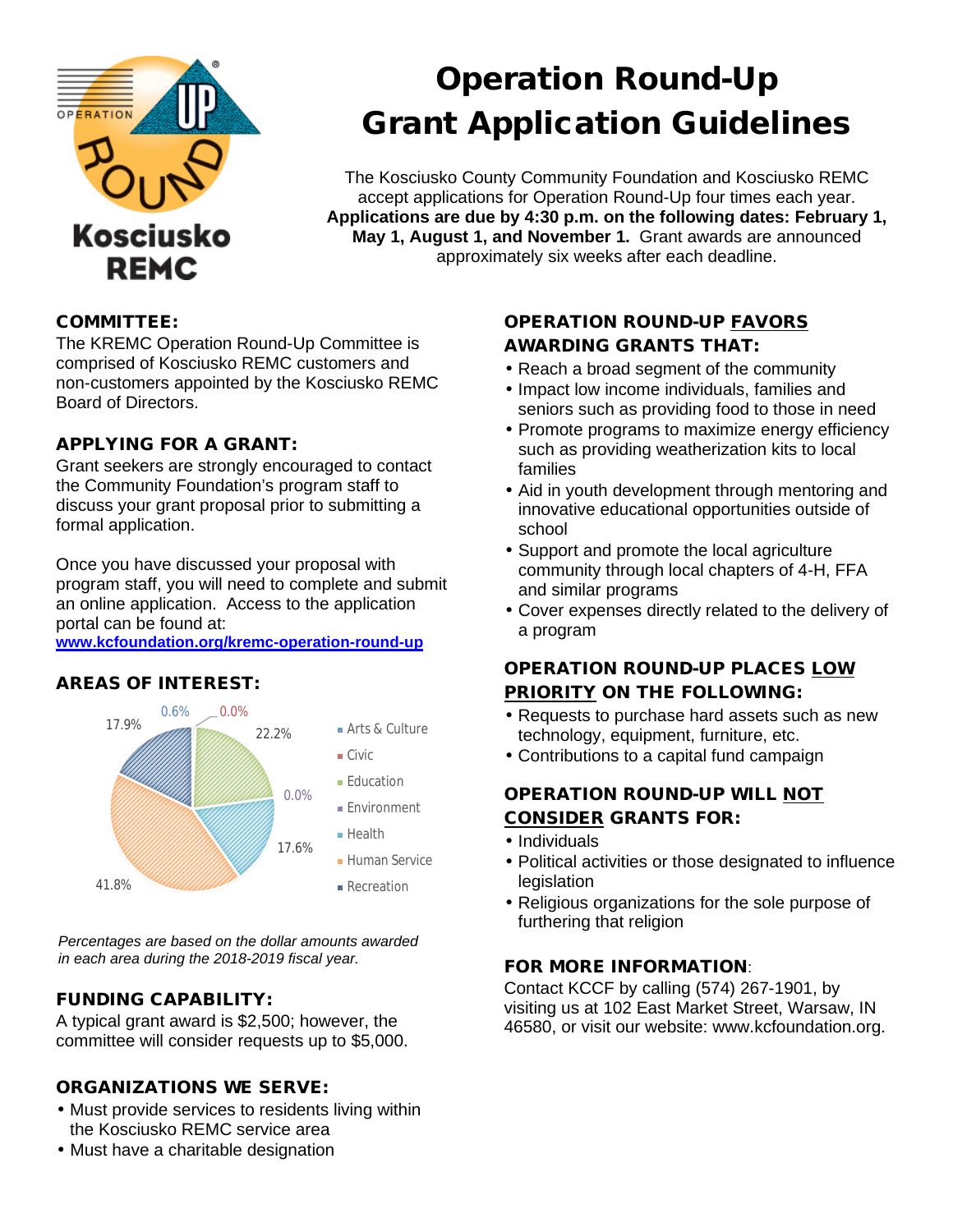# Operation Round-Up
# Grant Application Guidelines

The Kosciusko County Community Foundation and Kosciusko REMC accept applications for Operation Round-Up four times each year. **Applications are due by 4:30 p.m. on the following dates: February 1, May 1, August 1, and November 1.** Grant awards are announced approximately six weeks after each deadline.

### COMMITTEE:

The KREMC Operation Round-Up Committee is comprised of Kosciusko REMC customers and non-customers appointed by the Kosciusko REMC Board of Directors.

### APPLYING FOR A GRANT:

Grant seekers are strongly encouraged to contact the Community Foundation's program staff to discuss your grant proposal prior to submitting a formal application.

Once you have discussed your proposal with program staff, you will need to complete and submit an online application. Access to the application portal can be found at:
**www.kcfoundation.org/kremc-operation-round-up**

### AREAS OF INTEREST:

| Area | Percentage |
|---|---|
| Arts & Culture | 0.6% |
| Civic | 0.0% |
| Education | 22.2% |
| Environment | 0.0% |
| Health | 17.6% |
| Human Service | 41.8% |
| Recreation | 17.9% |

*Percentages are based on the dollar amounts awarded in each area during the 2018-2019 fiscal year.*

### FUNDING CAPABILITY:

A typical grant award is $2,500; however, the committee will consider requests up to $5,000.

### ORGANIZATIONS WE SERVE:

- Must provide services to residents living within the Kosciusko REMC service area
- Must have a charitable designation

### OPERATION ROUND-UP FAVORS AWARDING GRANTS THAT:

- Reach a broad segment of the community
- Impact low income individuals, families and seniors such as providing food to those in need
- Promote programs to maximize energy efficiency such as providing weatherization kits to local families
- Aid in youth development through mentoring and innovative educational opportunities outside of school
- Support and promote the local agriculture community through local chapters of 4-H, FFA and similar programs
- Cover expenses directly related to the delivery of a program

### OPERATION ROUND-UP PLACES LOW PRIORITY ON THE FOLLOWING:

- Requests to purchase hard assets such as new technology, equipment, furniture, etc.
- Contributions to a capital fund campaign

### OPERATION ROUND-UP WILL NOT CONSIDER GRANTS FOR:

- Individuals
- Political activities or those designated to influence legislation
- Religious organizations for the sole purpose of furthering that religion

### FOR MORE INFORMATION:

Contact KCCF by calling (574) 267-1901, by visiting us at 102 East Market Street, Warsaw, IN 46580, or visit our website: www.kcfoundation.org.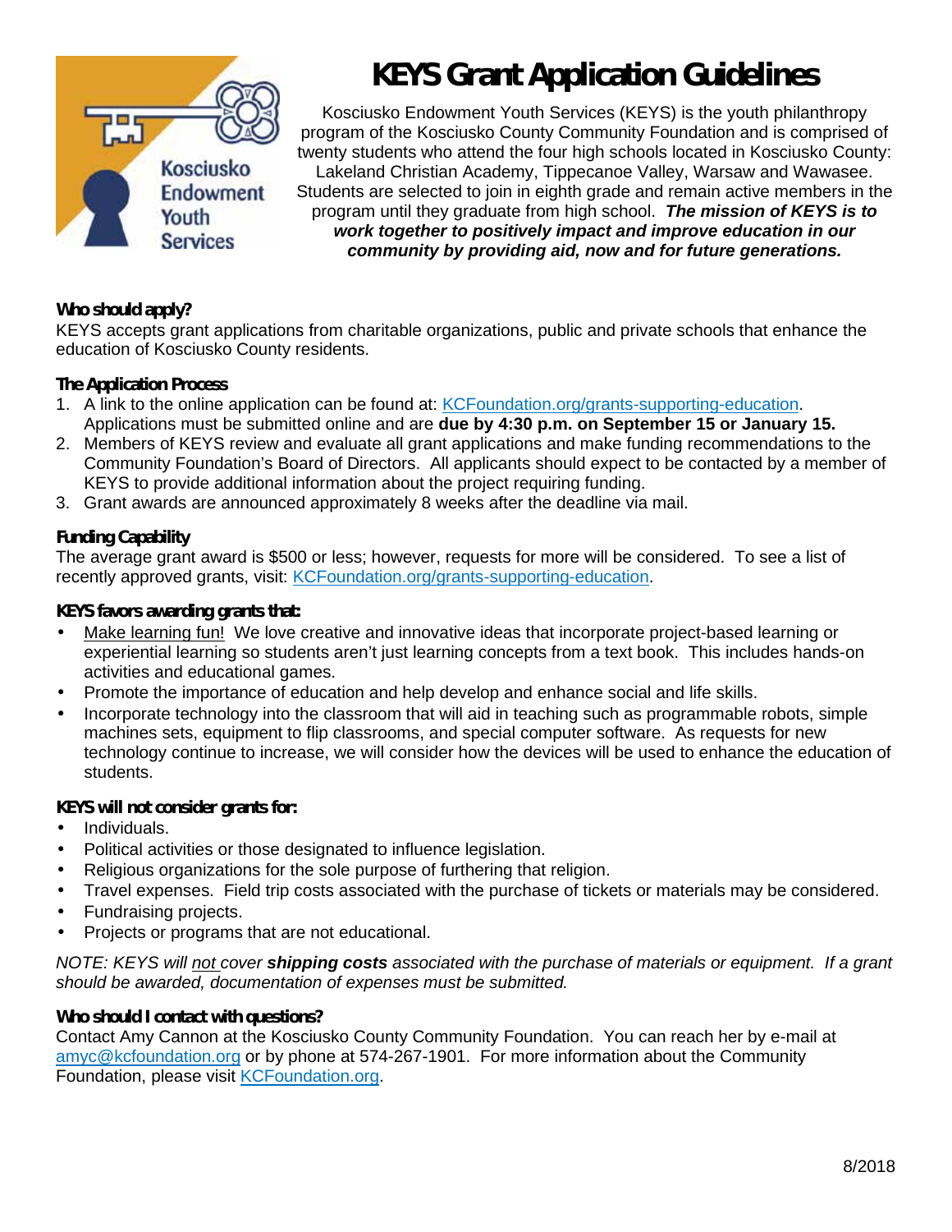# KEYS Grant Application Guidelines

Kosciusko Endowment Youth Services (KEYS) is the youth philanthropy program of the Kosciusko County Community Foundation and is comprised of twenty students who attend the four high schools located in Kosciusko County: Lakeland Christian Academy, Tippecanoe Valley, Warsaw and Wawasee. Students are selected to join in eighth grade and remain active members in the program until they graduate from high school. ***The mission of KEYS is to work together to positively impact and improve education in our community by providing aid, now and for future generations.***

### Who should apply?

KEYS accepts grant applications from charitable organizations, public and private schools that enhance the education of Kosciusko County residents.

### The Application Process

1. A link to the online application can be found at: KCFoundation.org/grants-supporting-education. Applications must be submitted online and are **due by 4:30 p.m. on September 15 or January 15.**
2. Members of KEYS review and evaluate all grant applications and make funding recommendations to the Community Foundation's Board of Directors. All applicants should expect to be contacted by a member of KEYS to provide additional information about the project requiring funding.
3. Grant awards are announced approximately 8 weeks after the deadline via mail.

### Funding Capability

The average grant award is $500 or less; however, requests for more will be considered. To see a list of recently approved grants, visit: KCFoundation.org/grants-supporting-education.

### KEYS favors awarding grants that:

- Make learning fun! We love creative and innovative ideas that incorporate project-based learning or experiential learning so students aren't just learning concepts from a text book. This includes hands-on activities and educational games.
- Promote the importance of education and help develop and enhance social and life skills.
- Incorporate technology into the classroom that will aid in teaching such as programmable robots, simple machines sets, equipment to flip classrooms, and special computer software. As requests for new technology continue to increase, we will consider how the devices will be used to enhance the education of students.

### KEYS will not consider grants for:

- Individuals.
- Political activities or those designated to influence legislation.
- Religious organizations for the sole purpose of furthering that religion.
- Travel expenses. Field trip costs associated with the purchase of tickets or materials may be considered.
- Fundraising projects.
- Projects or programs that are not educational.

*NOTE: KEYS will not cover **shipping costs** associated with the purchase of materials or equipment. If a grant should be awarded, documentation of expenses must be submitted.*

### Who should I contact with questions?

Contact Amy Cannon at the Kosciusko County Community Foundation. You can reach her by e-mail at amyc@kcfoundation.org or by phone at 574-267-1901. For more information about the Community Foundation, please visit KCFoundation.org.

8/2018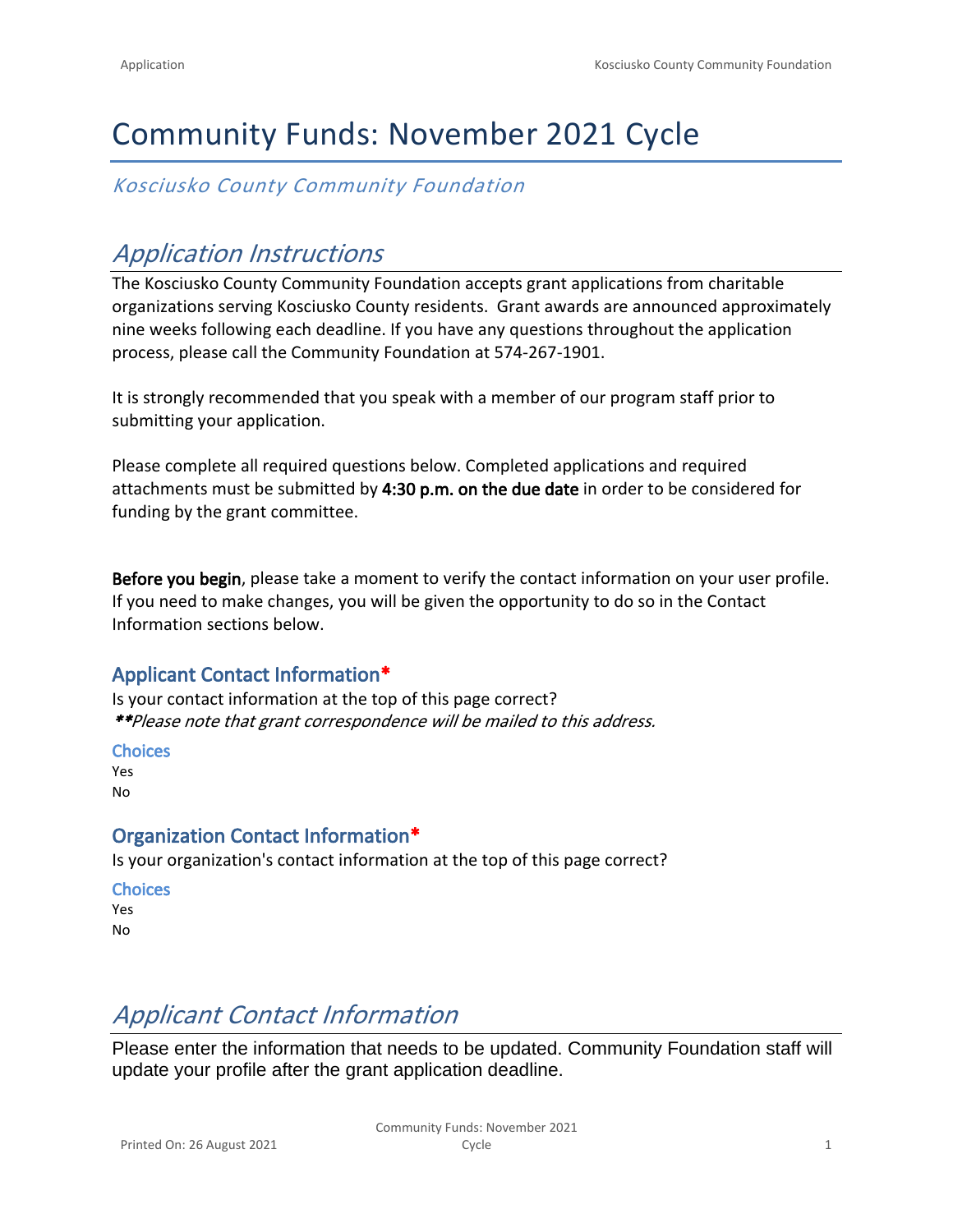# Community Funds: November 2021 Cycle

*Kosciusko County Community Foundation*

## *Application Instructions*

The Kosciusko County Community Foundation accepts grant applications from charitable organizations serving Kosciusko County residents. Grant awards are announced approximately nine weeks following each deadline. If you have any questions throughout the application process, please call the Community Foundation at 574-267-1901.

It is strongly recommended that you speak with a member of our program staff prior to submitting your application.

Please complete all required questions below. Completed applications and required attachments must be submitted by **4:30 p.m. on the due date** in order to be considered for funding by the grant committee.

**Before you begin**, please take a moment to verify the contact information on your user profile. If you need to make changes, you will be given the opportunity to do so in the Contact Information sections below.

### Applicant Contact Information*

Is your contact information at the top of this page correct?
***\*\*Please note that grant correspondence will be mailed to this address.***

**Choices**
Yes
No

### Organization Contact Information*

Is your organization's contact information at the top of this page correct?

**Choices**
Yes
No

## *Applicant Contact Information*

Please enter the information that needs to be updated. Community Foundation staff will update your profile after the grant application deadline.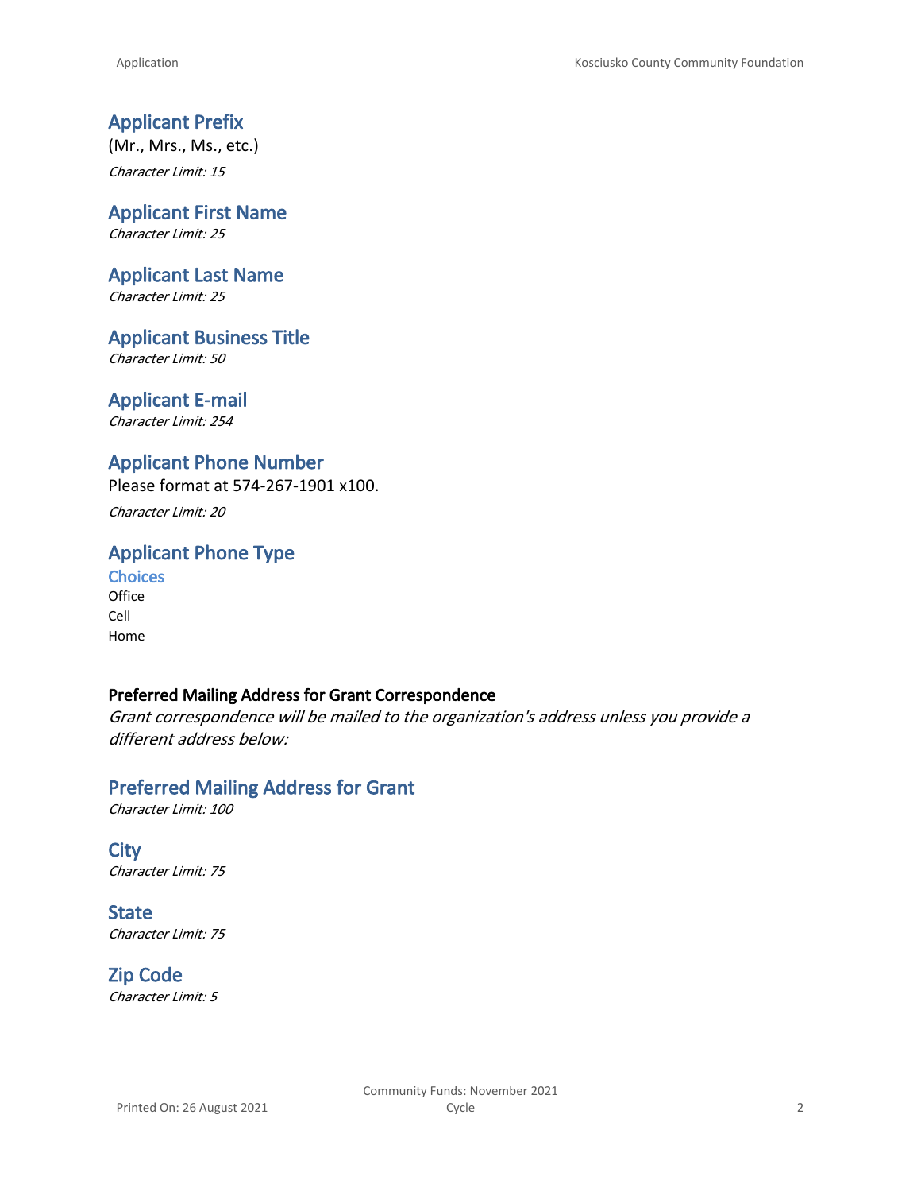## Applicant Prefix

(Mr., Mrs., Ms., etc.)

*Character Limit: 15*

## Applicant First Name

*Character Limit: 25*

## Applicant Last Name

*Character Limit: 25*

## Applicant Business Title

*Character Limit: 50*

## Applicant E-mail

*Character Limit: 254*

## Applicant Phone Number

Please format at 574-267-1901 x100.

*Character Limit: 20*

## Applicant Phone Type

### Choices

Office
Cell
Home

**Preferred Mailing Address for Grant Correspondence**

*Grant correspondence will be mailed to the organization's address unless you provide a different address below:*

## Preferred Mailing Address for Grant

*Character Limit: 100*

## City

*Character Limit: 75*

## State

*Character Limit: 75*

## Zip Code

*Character Limit: 5*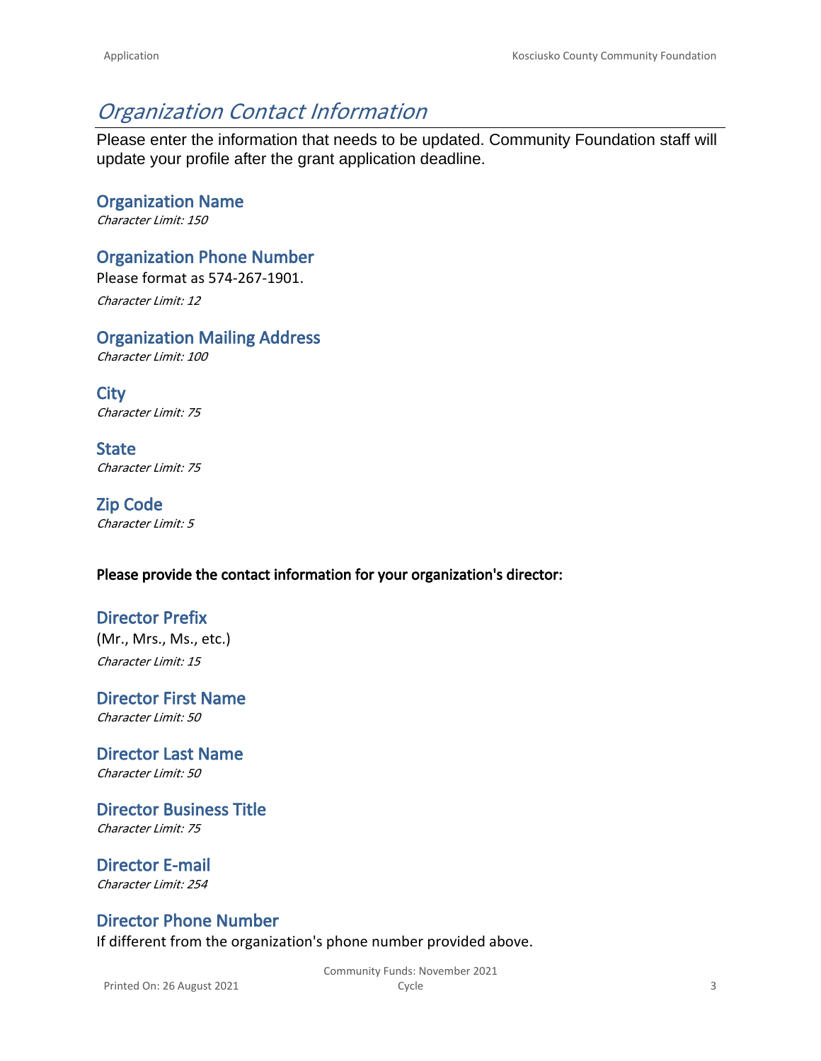# *Organization Contact Information*

Please enter the information that needs to be updated. Community Foundation staff will update your profile after the grant application deadline.

### Organization Name

*Character Limit: 150*

### Organization Phone Number

Please format as 574-267-1901.

*Character Limit: 12*

### Organization Mailing Address

*Character Limit: 100*

### City

*Character Limit: 75*

### State

*Character Limit: 75*

### Zip Code

*Character Limit: 5*

**Please provide the contact information for your organization's director:**

### Director Prefix

(Mr., Mrs., Ms., etc.)

*Character Limit: 15*

### Director First Name

*Character Limit: 50*

### Director Last Name

*Character Limit: 50*

### Director Business Title

*Character Limit: 75*

### Director E-mail

*Character Limit: 254*

### Director Phone Number

If different from the organization's phone number provided above.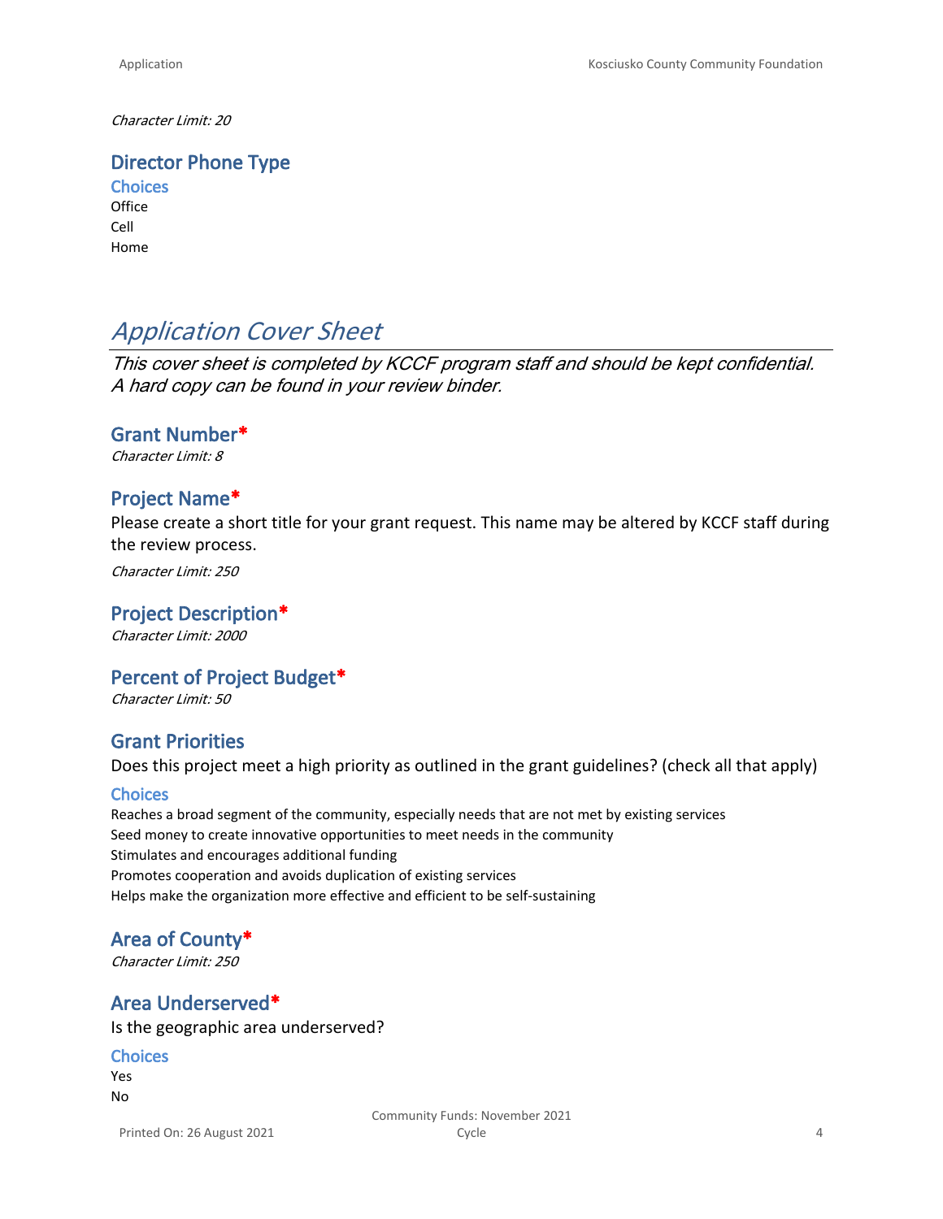*Character Limit: 20*

### Director Phone Type

#### Choices

Office
Cell
Home

## *Application Cover Sheet*

*This cover sheet is completed by KCCF program staff and should be kept confidential. A hard copy can be found in your review binder.*

### Grant Number*

*Character Limit: 8*

### Project Name*

Please create a short title for your grant request. This name may be altered by KCCF staff during the review process.

*Character Limit: 250*

### Project Description*

*Character Limit: 2000*

### Percent of Project Budget*

*Character Limit: 50*

### Grant Priorities

Does this project meet a high priority as outlined in the grant guidelines? (check all that apply)

#### Choices

Reaches a broad segment of the community, especially needs that are not met by existing services
Seed money to create innovative opportunities to meet needs in the community
Stimulates and encourages additional funding
Promotes cooperation and avoids duplication of existing services
Helps make the organization more effective and efficient to be self-sustaining

### Area of County*

*Character Limit: 250*

### Area Underserved*

Is the geographic area underserved?

#### Choices

Yes
No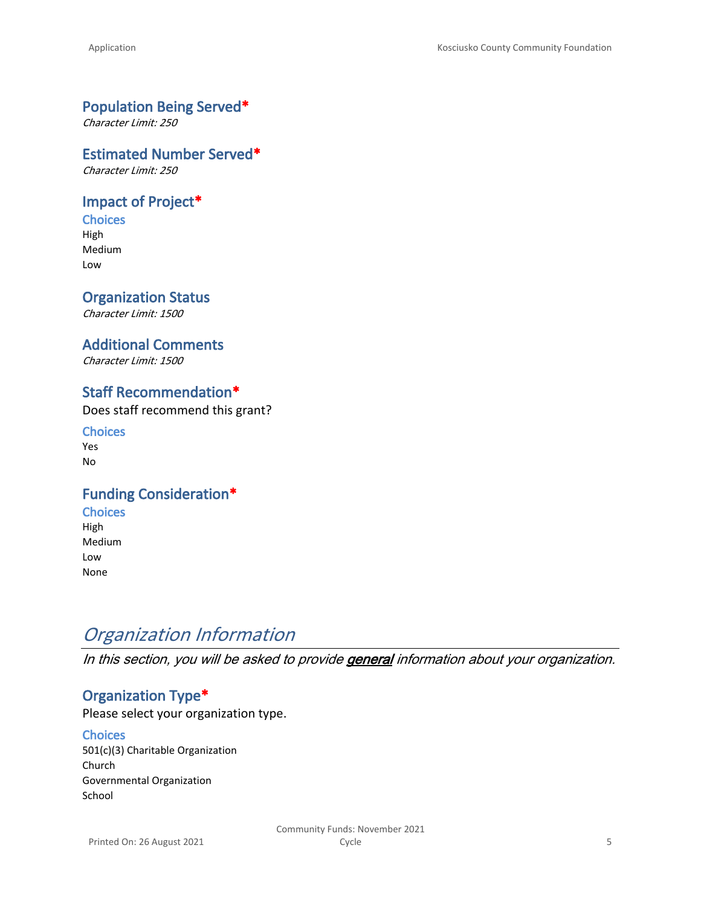### Population Being Served*

*Character Limit: 250*

### Estimated Number Served*

*Character Limit: 250*

### Impact of Project*

**Choices**

High
Medium
Low

### Organization Status

*Character Limit: 1500*

### Additional Comments

*Character Limit: 1500*

### Staff Recommendation*

Does staff recommend this grant?

**Choices**

Yes
No

### Funding Consideration*

**Choices**

High
Medium
Low
None

## *Organization Information*

*In this section, you will be asked to provide **general** information about your organization.*

### Organization Type*

Please select your organization type.

**Choices**

501(c)(3) Charitable Organization
Church
Governmental Organization
School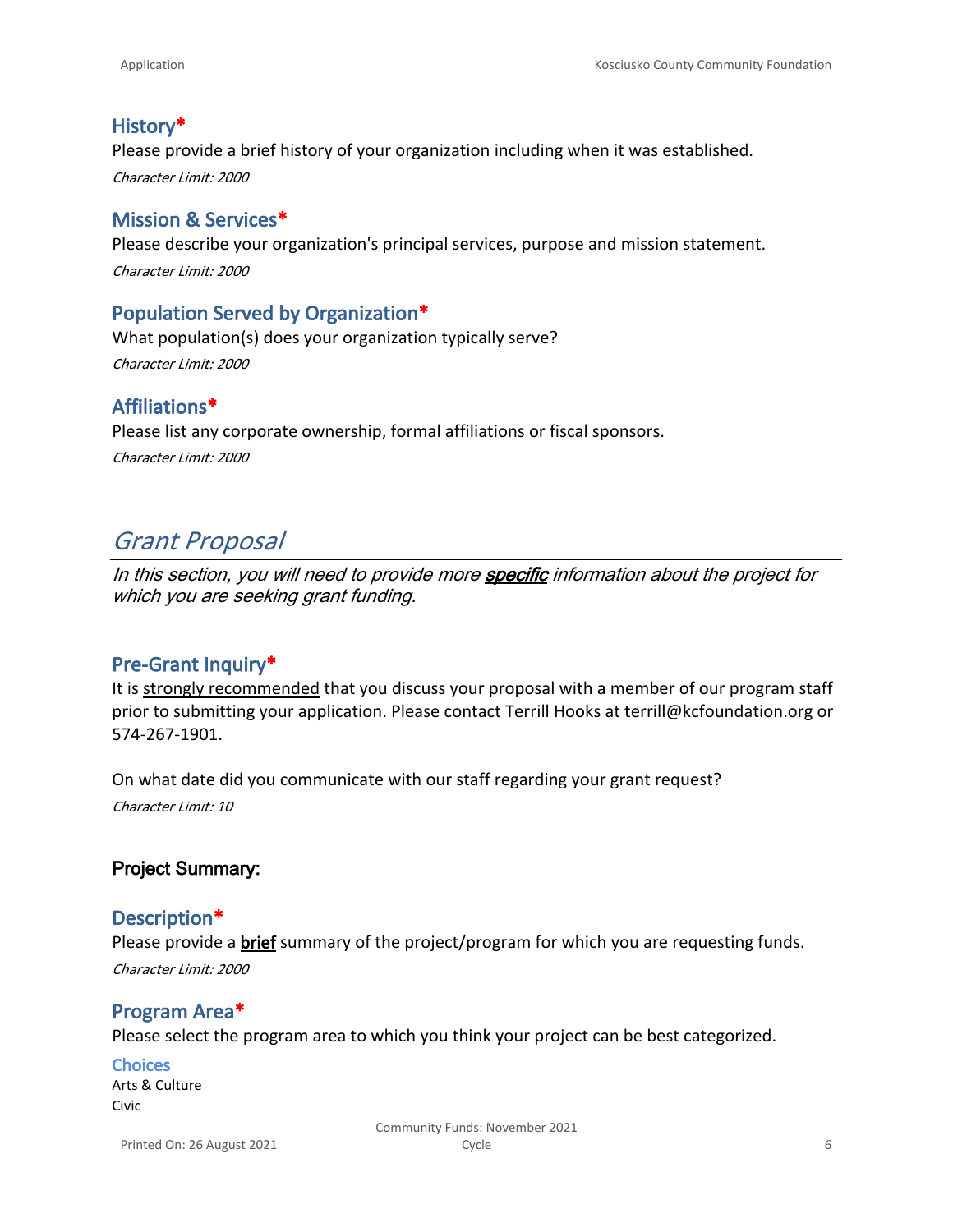### History*

Please provide a brief history of your organization including when it was established.

*Character Limit: 2000*

### Mission & Services*

Please describe your organization's principal services, purpose and mission statement.

*Character Limit: 2000*

### Population Served by Organization*

What population(s) does your organization typically serve?

*Character Limit: 2000*

### Affiliations*

Please list any corporate ownership, formal affiliations or fiscal sponsors.

*Character Limit: 2000*

## *Grant Proposal*

*In this section, you will need to provide more **specific** information about the project for which you are seeking grant funding.*

### Pre-Grant Inquiry*

It is strongly recommended that you discuss your proposal with a member of our program staff prior to submitting your application. Please contact Terrill Hooks at terrill@kcfoundation.org or 574-267-1901.

On what date did you communicate with our staff regarding your grant request?

*Character Limit: 10*

**Project Summary:**

### Description*

Please provide a **brief** summary of the project/program for which you are requesting funds.

*Character Limit: 2000*

### Program Area*

Please select the program area to which you think your project can be best categorized.

**Choices**

Arts & Culture

Civic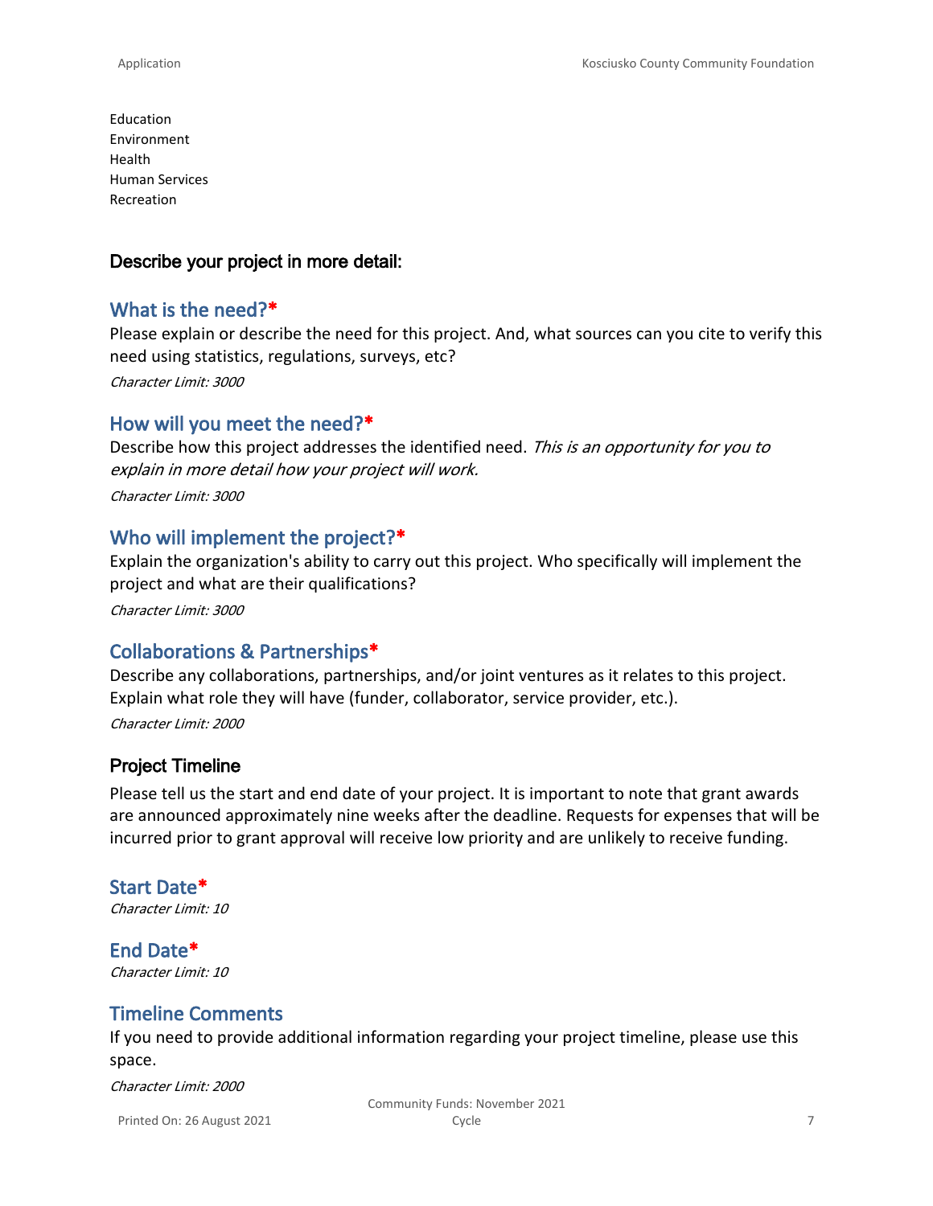Education
Environment
Health
Human Services
Recreation

## Describe your project in more detail:

### What is the need?*

Please explain or describe the need for this project. And, what sources can you cite to verify this need using statistics, regulations, surveys, etc?

*Character Limit: 3000*

### How will you meet the need?*

Describe how this project addresses the identified need. *This is an opportunity for you to explain in more detail how your project will work.*

*Character Limit: 3000*

### Who will implement the project?*

Explain the organization's ability to carry out this project. Who specifically will implement the project and what are their qualifications?

*Character Limit: 3000*

### Collaborations & Partnerships*

Describe any collaborations, partnerships, and/or joint ventures as it relates to this project. Explain what role they will have (funder, collaborator, service provider, etc.).

*Character Limit: 2000*

## Project Timeline

Please tell us the start and end date of your project. It is important to note that grant awards are announced approximately nine weeks after the deadline. Requests for expenses that will be incurred prior to grant approval will receive low priority and are unlikely to receive funding.

### Start Date*

*Character Limit: 10*

### End Date*

*Character Limit: 10*

### Timeline Comments

If you need to provide additional information regarding your project timeline, please use this space.

*Character Limit: 2000*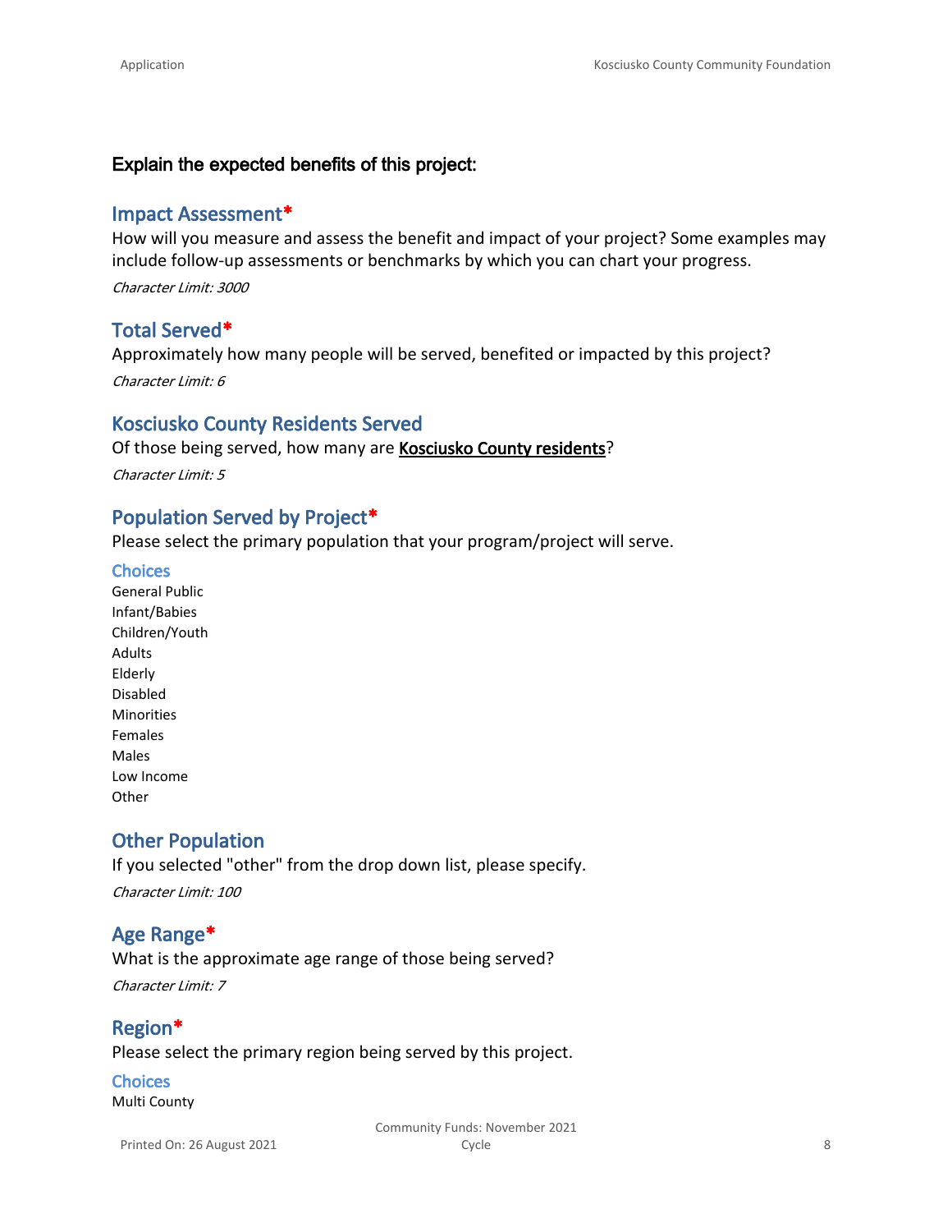### Explain the expected benefits of this project:

## Impact Assessment*

How will you measure and assess the benefit and impact of your project? Some examples may include follow-up assessments or benchmarks by which you can chart your progress.

*Character Limit: 3000*

## Total Served*

Approximately how many people will be served, benefited or impacted by this project?

*Character Limit: 6*

## Kosciusko County Residents Served

Of those being served, how many are **Kosciusko County residents**?

*Character Limit: 5*

## Population Served by Project*

Please select the primary population that your program/project will serve.

### Choices

General Public
Infant/Babies
Children/Youth
Adults
Elderly
Disabled
Minorities
Females
Males
Low Income
Other

## Other Population

If you selected "other" from the drop down list, please specify.

*Character Limit: 100*

## Age Range*

What is the approximate age range of those being served?

*Character Limit: 7*

## Region*

Please select the primary region being served by this project.

### Choices

Multi County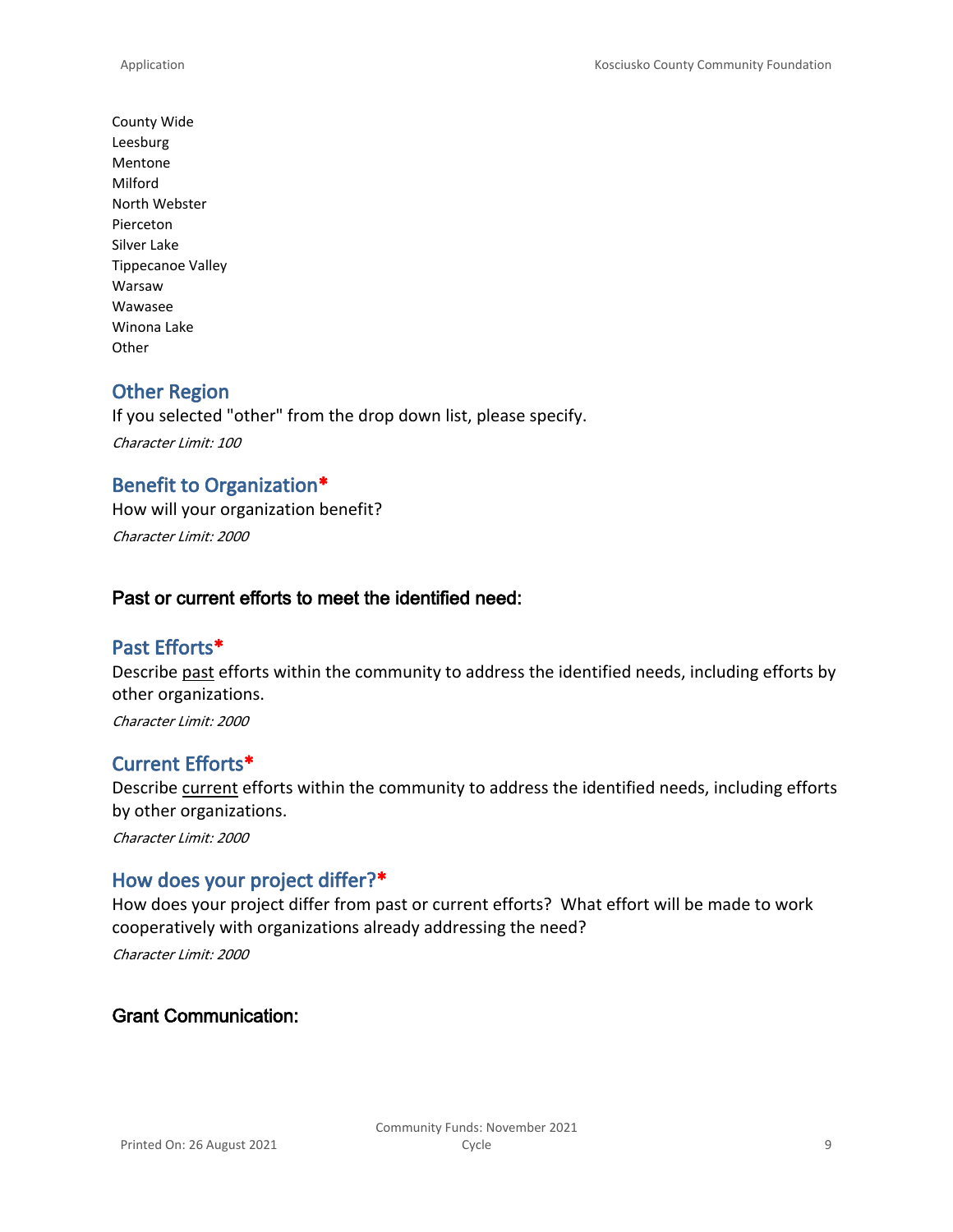County Wide
Leesburg
Mentone
Milford
North Webster
Pierceton
Silver Lake
Tippecanoe Valley
Warsaw
Wawasee
Winona Lake
Other

### Other Region

If you selected "other" from the drop down list, please specify.

*Character Limit: 100*

### Benefit to Organization*

How will your organization benefit?

*Character Limit: 2000*

## Past or current efforts to meet the identified need:

### Past Efforts*

Describe past efforts within the community to address the identified needs, including efforts by other organizations.

*Character Limit: 2000*

### Current Efforts*

Describe current efforts within the community to address the identified needs, including efforts by other organizations.

*Character Limit: 2000*

### How does your project differ?*

How does your project differ from past or current efforts? What effort will be made to work cooperatively with organizations already addressing the need?

*Character Limit: 2000*

## Grant Communication: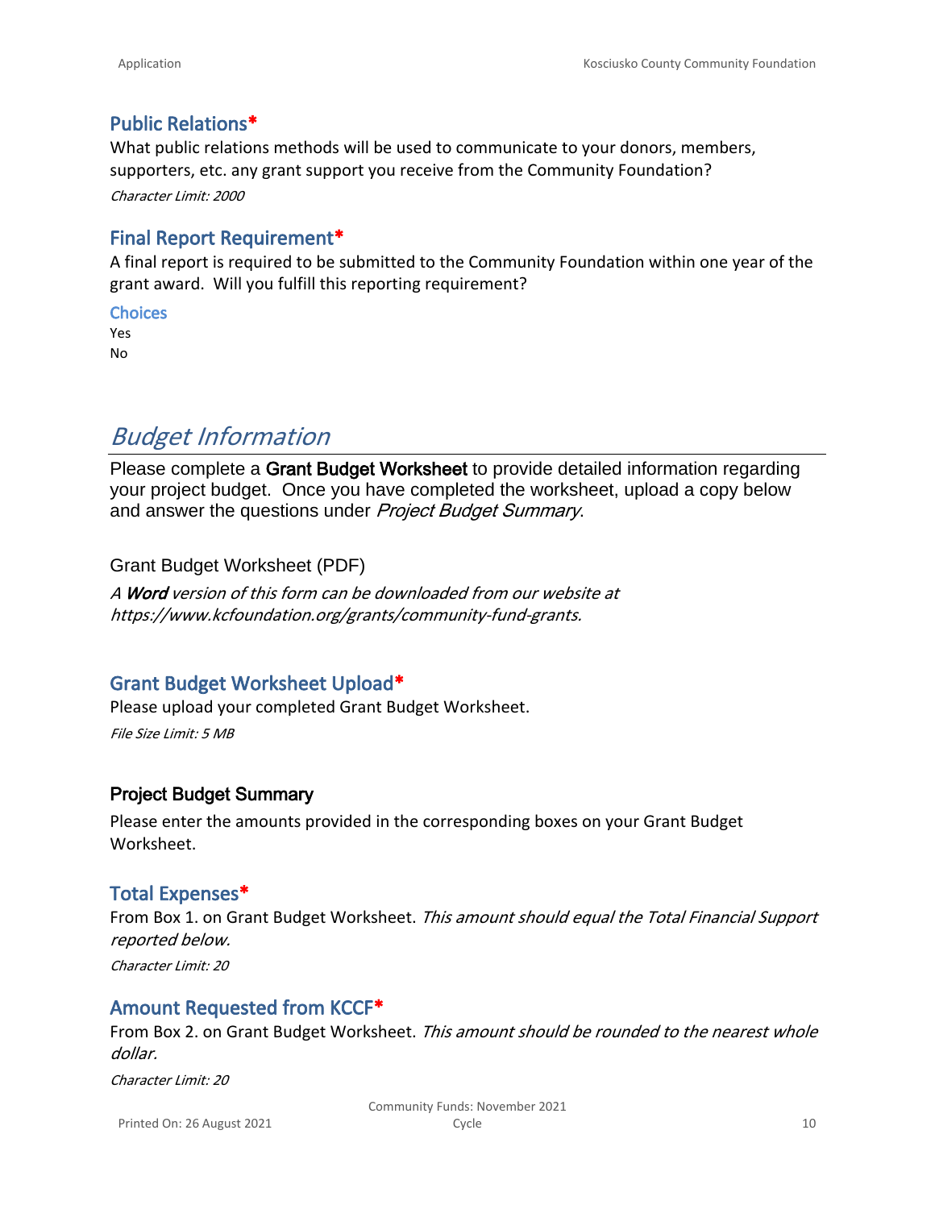### Public Relations*

What public relations methods will be used to communicate to your donors, members, supporters, etc. any grant support you receive from the Community Foundation?

*Character Limit: 2000*

### Final Report Requirement*

A final report is required to be submitted to the Community Foundation within one year of the grant award. Will you fulfill this reporting requirement?

#### Choices

Yes
No

## *Budget Information*

Please complete a **Grant Budget Worksheet** to provide detailed information regarding your project budget. Once you have completed the worksheet, upload a copy below and answer the questions under *Project Budget Summary*.

Grant Budget Worksheet (PDF)

*A **Word** version of this form can be downloaded from our website at https://www.kcfoundation.org/grants/community-fund-grants.*

### Grant Budget Worksheet Upload*

Please upload your completed Grant Budget Worksheet.

*File Size Limit: 5 MB*

### Project Budget Summary

Please enter the amounts provided in the corresponding boxes on your Grant Budget Worksheet.

### Total Expenses*

From Box 1. on Grant Budget Worksheet. *This amount should equal the Total Financial Support reported below.*

*Character Limit: 20*

### Amount Requested from KCCF*

From Box 2. on Grant Budget Worksheet. *This amount should be rounded to the nearest whole dollar.*

*Character Limit: 20*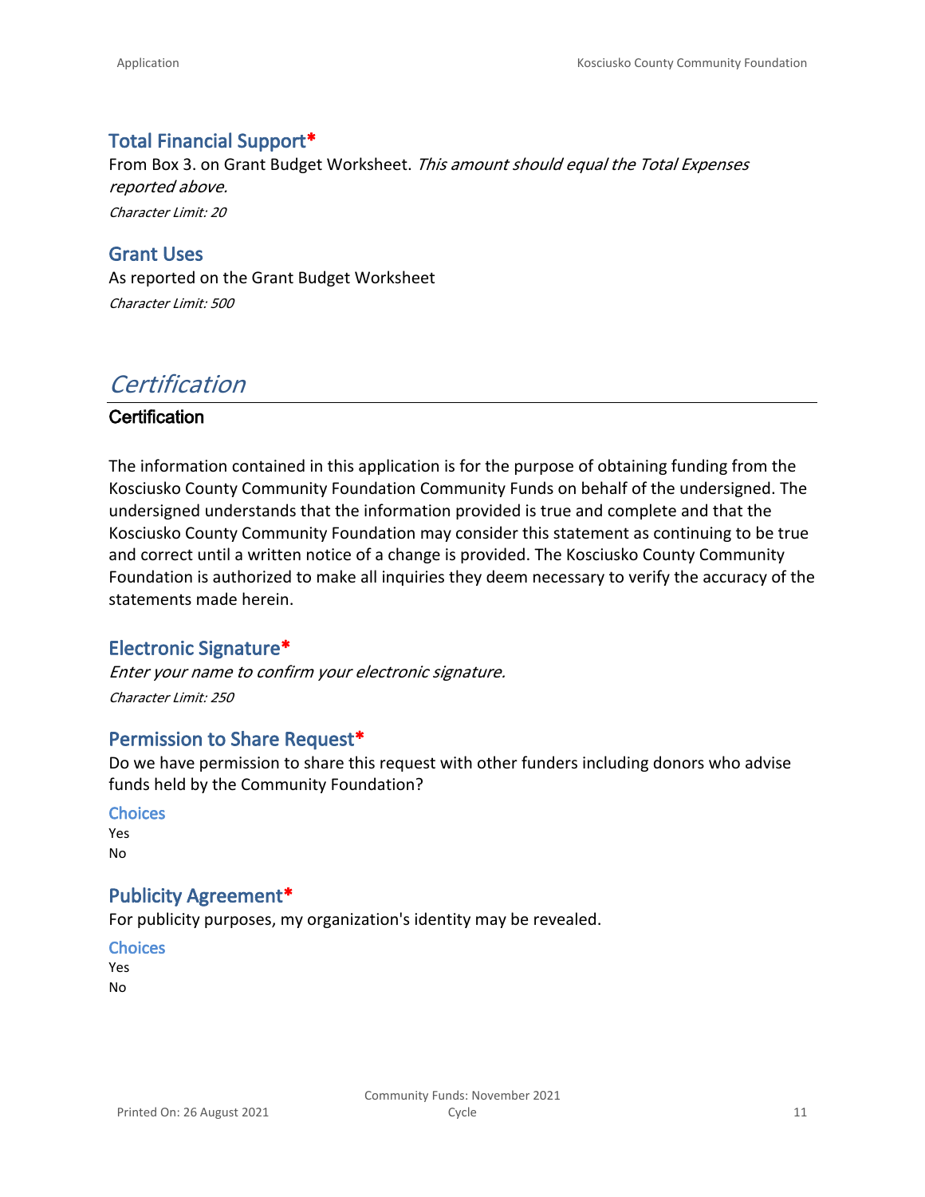### Total Financial Support*

From Box 3. on Grant Budget Worksheet. *This amount should equal the Total Expenses reported above.*

*Character Limit: 20*

### Grant Uses

As reported on the Grant Budget Worksheet

*Character Limit: 500*

## *Certification*

**Certification**

The information contained in this application is for the purpose of obtaining funding from the Kosciusko County Community Foundation Community Funds on behalf of the undersigned. The undersigned understands that the information provided is true and complete and that the Kosciusko County Community Foundation may consider this statement as continuing to be true and correct until a written notice of a change is provided. The Kosciusko County Community Foundation is authorized to make all inquiries they deem necessary to verify the accuracy of the statements made herein.

### Electronic Signature*

*Enter your name to confirm your electronic signature.*

*Character Limit: 250*

### Permission to Share Request*

Do we have permission to share this request with other funders including donors who advise funds held by the Community Foundation?

**Choices**

Yes
No

### Publicity Agreement*

For publicity purposes, my organization's identity may be revealed.

**Choices**

Yes
No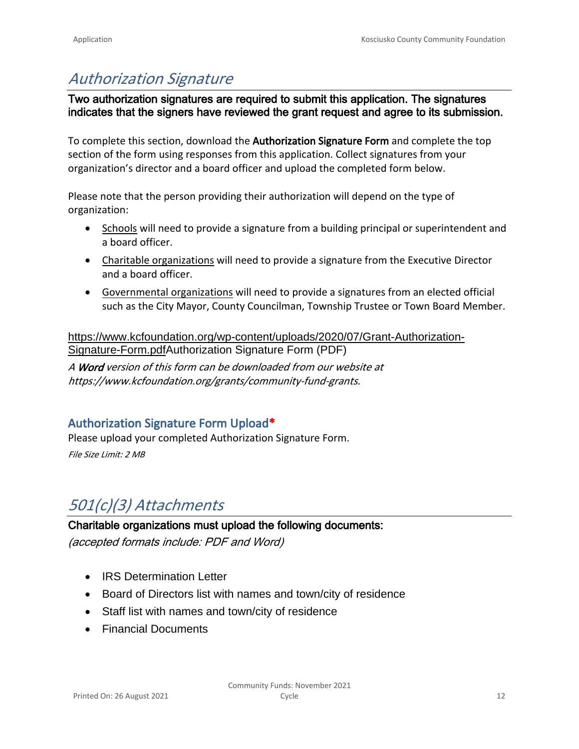# *Authorization Signature*

**Two authorization signatures are required to submit this application. The signatures indicates that the signers have reviewed the grant request and agree to its submission.**

To complete this section, download the **Authorization Signature Form** and complete the top section of the form using responses from this application. Collect signatures from your organization's director and a board officer and upload the completed form below.

Please note that the person providing their authorization will depend on the type of organization:

- Schools will need to provide a signature from a building principal or superintendent and a board officer.
- Charitable organizations will need to provide a signature from the Executive Director and a board officer.
- Governmental organizations will need to provide a signatures from an elected official such as the City Mayor, County Councilman, Township Trustee or Town Board Member.

https://www.kcfoundation.org/wp-content/uploads/2020/07/Grant-Authorization-Signature-Form.pdfAuthorization Signature Form (PDF)

*A **Word** version of this form can be downloaded from our website at https://www.kcfoundation.org/grants/community-fund-grants.*

### Authorization Signature Form Upload*

Please upload your completed Authorization Signature Form.

*File Size Limit: 2 MB*

# *501(c)(3) Attachments*

**Charitable organizations must upload the following documents:**

*(accepted formats include: PDF and Word)*

- IRS Determination Letter
- Board of Directors list with names and town/city of residence
- Staff list with names and town/city of residence
- Financial Documents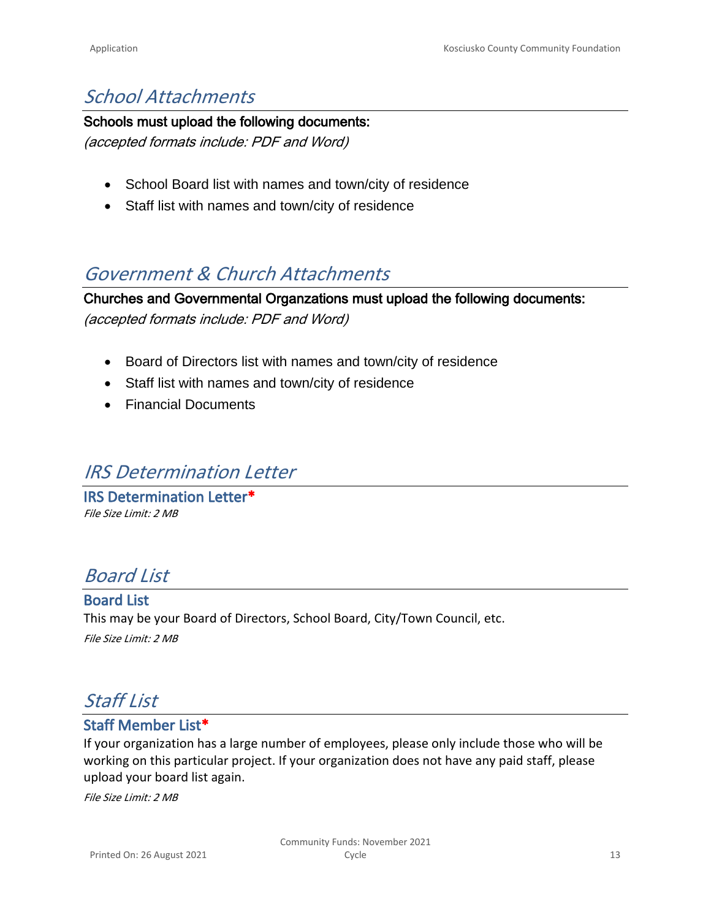## *School Attachments*

**Schools must upload the following documents:**

*(accepted formats include: PDF and Word)*

- School Board list with names and town/city of residence
- Staff list with names and town/city of residence

## *Government & Church Attachments*

**Churches and Governmental Organzations must upload the following documents:**

*(accepted formats include: PDF and Word)*

- Board of Directors list with names and town/city of residence
- Staff list with names and town/city of residence
- Financial Documents

## *IRS Determination Letter*

### IRS Determination Letter*

*File Size Limit: 2 MB*

## *Board List*

### Board List

This may be your Board of Directors, School Board, City/Town Council, etc.

*File Size Limit: 2 MB*

## *Staff List*

### Staff Member List*

If your organization has a large number of employees, please only include those who will be working on this particular project. If your organization does not have any paid staff, please upload your board list again.

*File Size Limit: 2 MB*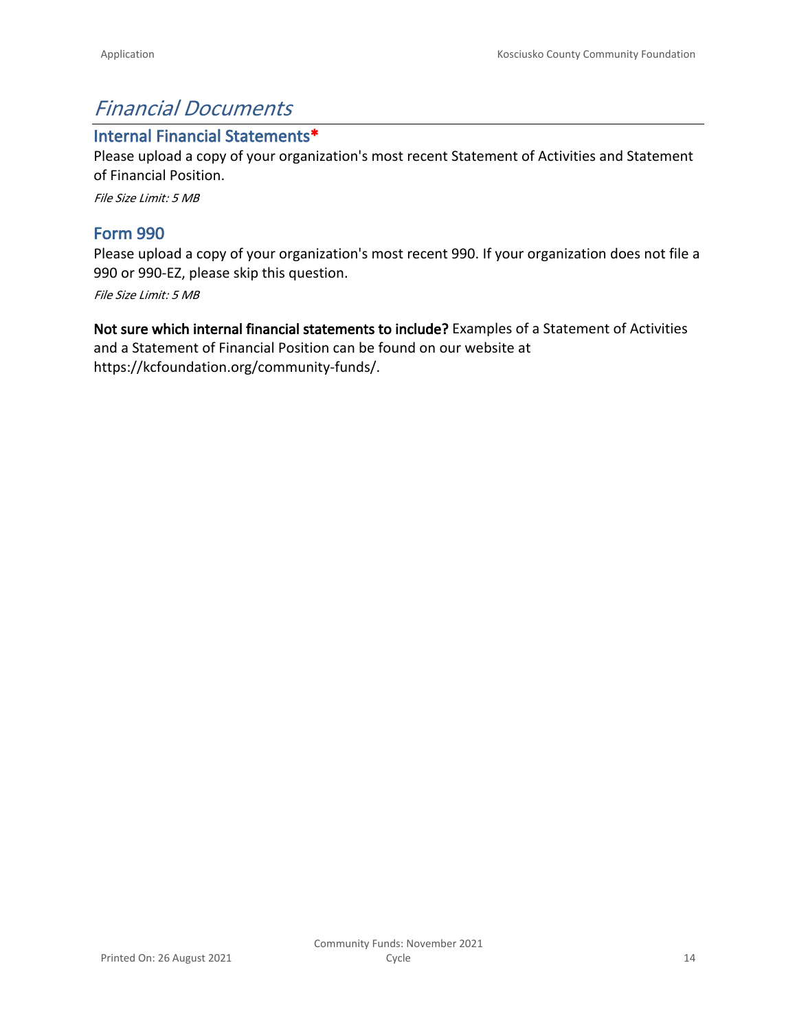# *Financial Documents*

## Internal Financial Statements*

Please upload a copy of your organization's most recent Statement of Activities and Statement of Financial Position.

*File Size Limit: 5 MB*

## Form 990

Please upload a copy of your organization's most recent 990. If your organization does not file a 990 or 990-EZ, please skip this question.

*File Size Limit: 5 MB*

**Not sure which internal financial statements to include?** Examples of a Statement of Activities and a Statement of Financial Position can be found on our website at https://kcfoundation.org/community-funds/.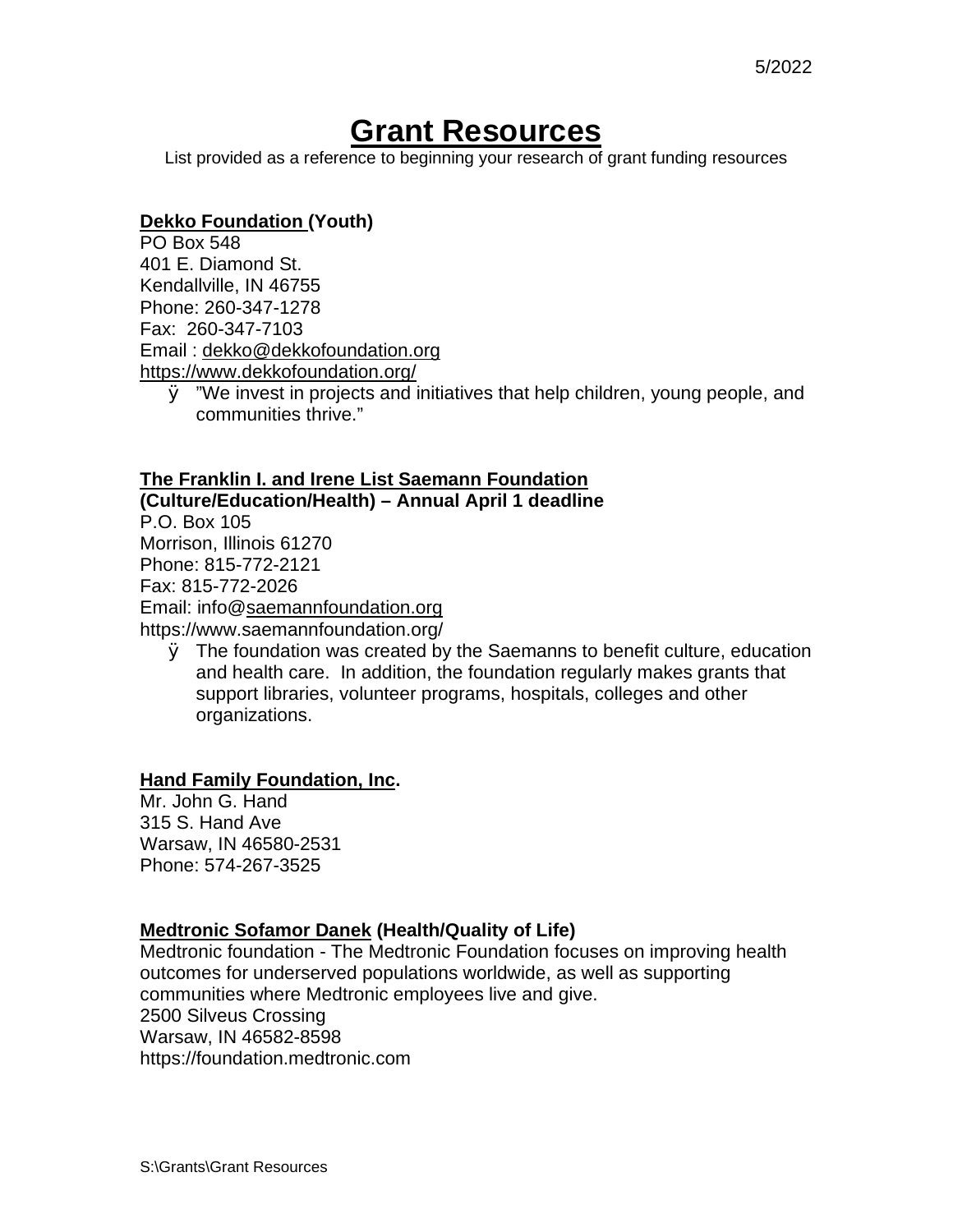# Grant Resources

List provided as a reference to beginning your research of grant funding resources

**Dekko Foundation (Youth)**
PO Box 548
401 E. Diamond St.
Kendallville, IN 46755
Phone: 260-347-1278
Fax: 260-347-7103
Email : dekko@dekkofoundation.org
https://www.dekkofoundation.org/

- "We invest in projects and initiatives that help children, young people, and communities thrive."

**The Franklin I. and Irene List Saemann Foundation (Culture/Education/Health) – Annual April 1 deadline**
P.O. Box 105
Morrison, Illinois 61270
Phone: 815-772-2121
Fax: 815-772-2026
Email: info@saemannfoundation.org
https://www.saemannfoundation.org/

- The foundation was created by the Saemanns to benefit culture, education and health care. In addition, the foundation regularly makes grants that support libraries, volunteer programs, hospitals, colleges and other organizations.

**Hand Family Foundation, Inc.**
Mr. John G. Hand
315 S. Hand Ave
Warsaw, IN 46580-2531
Phone: 574-267-3525

**Medtronic Sofamor Danek (Health/Quality of Life)**
Medtronic foundation - The Medtronic Foundation focuses on improving health outcomes for underserved populations worldwide, as well as supporting communities where Medtronic employees live and give.
2500 Silveus Crossing
Warsaw, IN 46582-8598
https://foundation.medtronic.com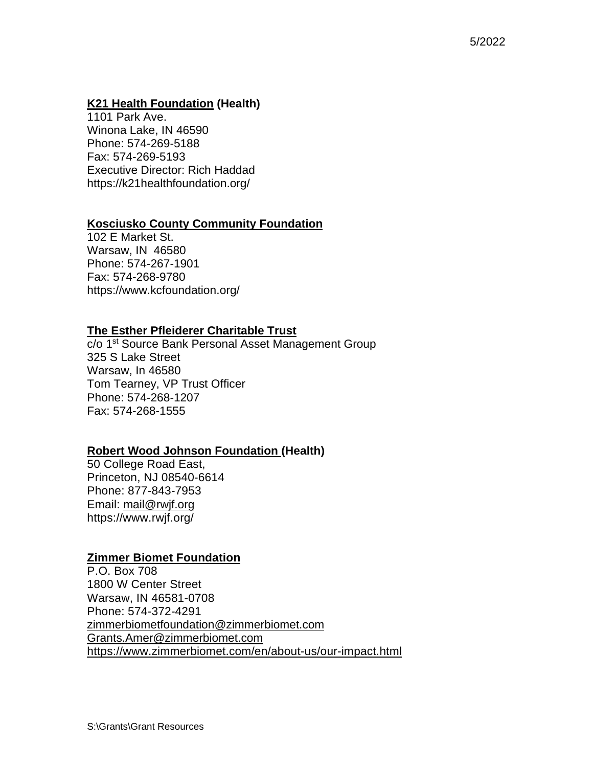**K21 Health Foundation (Health)**
1101 Park Ave.
Winona Lake, IN 46590
Phone: 574-269-5188
Fax: 574-269-5193
Executive Director: Rich Haddad
https://k21healthfoundation.org/

**Kosciusko County Community Foundation**
102 E Market St.
Warsaw, IN 46580
Phone: 574-267-1901
Fax: 574-268-9780
https://www.kcfoundation.org/

**The Esther Pfleiderer Charitable Trust**
c/o 1st Source Bank Personal Asset Management Group
325 S Lake Street
Warsaw, In 46580
Tom Tearney, VP Trust Officer
Phone: 574-268-1207
Fax: 574-268-1555

**Robert Wood Johnson Foundation (Health)**
50 College Road East,
Princeton, NJ 08540-6614
Phone: 877-843-7953
Email: mail@rwjf.org
https://www.rwjf.org/

**Zimmer Biomet Foundation**
P.O. Box 708
1800 W Center Street
Warsaw, IN 46581-0708
Phone: 574-372-4291
zimmerbiometfoundation@zimmerbiomet.com
Grants.Amer@zimmerbiomet.com
https://www.zimmerbiomet.com/en/about-us/our-impact.html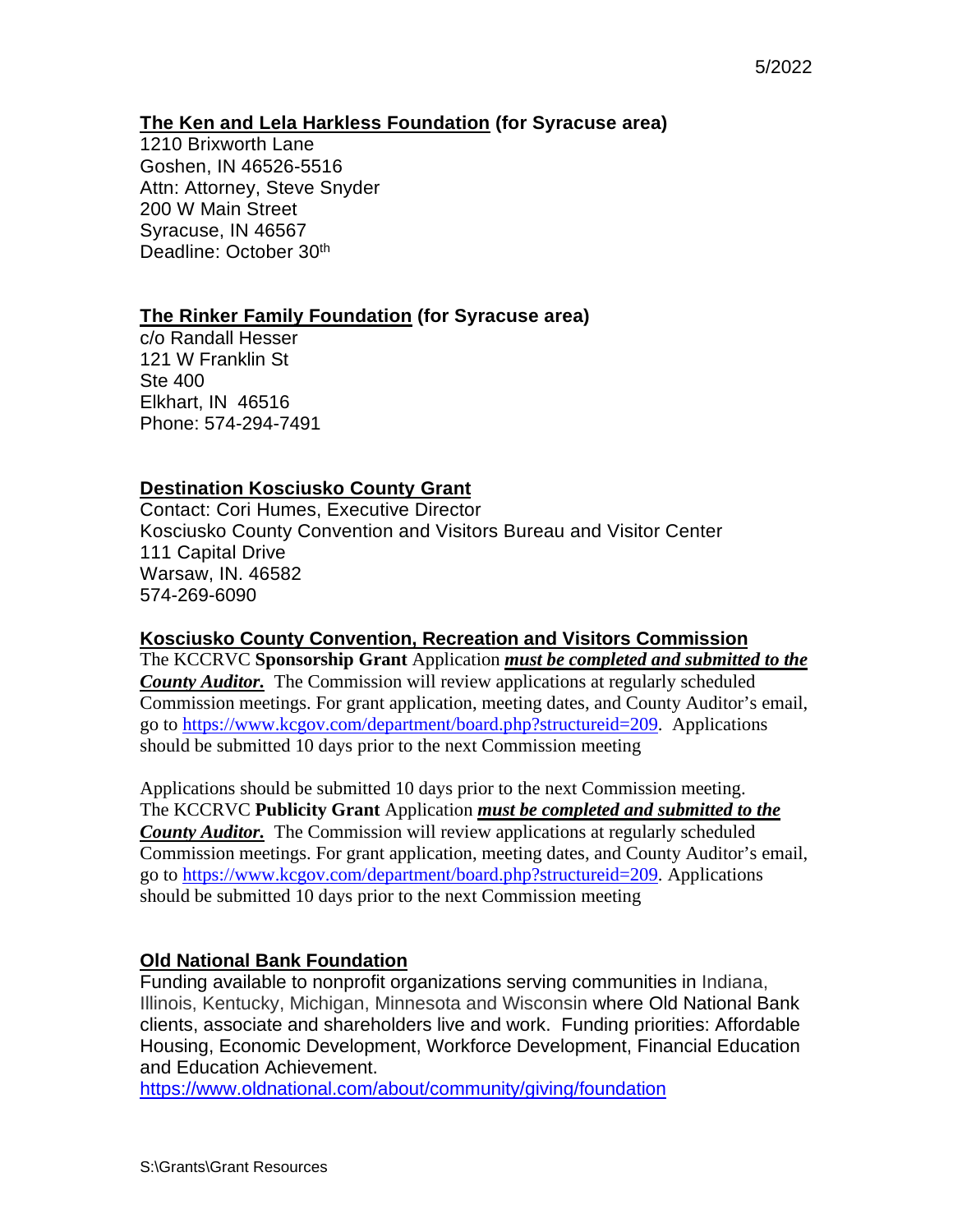5/2022

**The Ken and Lela Harkless Foundation (for Syracuse area)**
1210 Brixworth Lane
Goshen, IN 46526-5516
Attn: Attorney, Steve Snyder
200 W Main Street
Syracuse, IN 46567
Deadline: October 30th

**The Rinker Family Foundation (for Syracuse area)**
c/o Randall Hesser
121 W Franklin St
Ste 400
Elkhart, IN 46516
Phone: 574-294-7491

**Destination Kosciusko County Grant**
Contact: Cori Humes, Executive Director
Kosciusko County Convention and Visitors Bureau and Visitor Center
111 Capital Drive
Warsaw, IN. 46582
574-269-6090

**Kosciusko County Convention, Recreation and Visitors Commission**
The KCCRVC **Sponsorship Grant** Application ***must be completed and submitted to the County Auditor.*** The Commission will review applications at regularly scheduled Commission meetings. For grant application, meeting dates, and County Auditor's email, go to https://www.kcgov.com/department/board.php?structureid=209. Applications should be submitted 10 days prior to the next Commission meeting

Applications should be submitted 10 days prior to the next Commission meeting.
The KCCRVC **Publicity Grant** Application ***must be completed and submitted to the County Auditor.*** The Commission will review applications at regularly scheduled Commission meetings. For grant application, meeting dates, and County Auditor's email, go to https://www.kcgov.com/department/board.php?structureid=209. Applications should be submitted 10 days prior to the next Commission meeting

**Old National Bank Foundation**
Funding available to nonprofit organizations serving communities in Indiana, Illinois, Kentucky, Michigan, Minnesota and Wisconsin where Old National Bank clients, associate and shareholders live and work. Funding priorities: Affordable Housing, Economic Development, Workforce Development, Financial Education and Education Achievement.
https://www.oldnational.com/about/community/giving/foundation

S:\Grants\Grant Resources